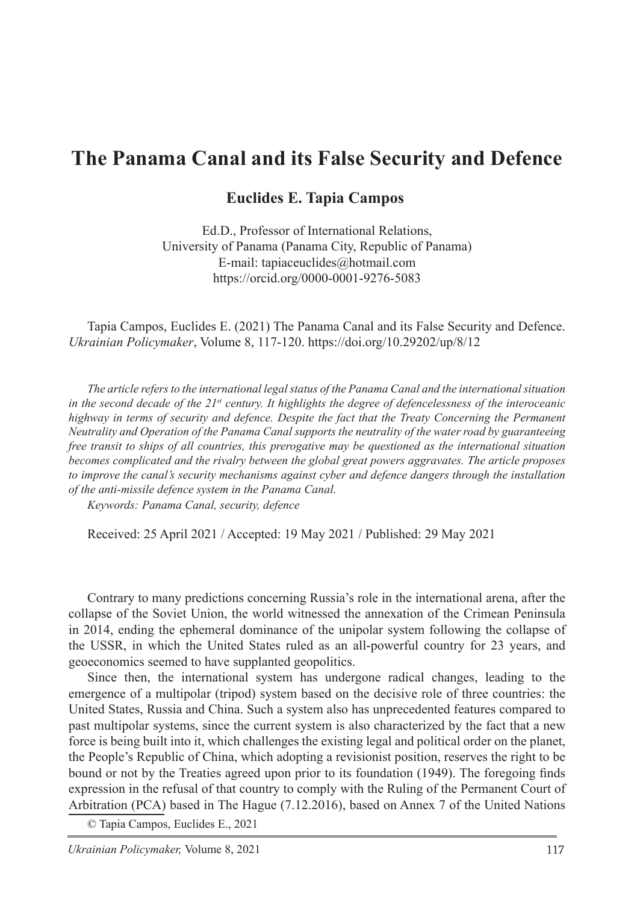# The Panama Canal and its False Security and Defence

**Euclides E. Tapia Campos**

Ed.D., Professor of International Relations,
University of Panama (Panama City, Republic of Panama)
E-mail: tapiaceuclides@hotmail.com
https://orcid.org/0000-0001-9276-5083

Tapia Campos, Euclides E. (2021) The Panama Canal and its False Security and Defence. *Ukrainian Policymaker*, Volume 8, 117-120. https://doi.org/10.29202/up/8/12

*The article refers to the international legal status of the Panama Canal and the international situation in the second decade of the 21st century. It highlights the degree of defencelessness of the interoceanic highway in terms of security and defence. Despite the fact that the Treaty Concerning the Permanent Neutrality and Operation of the Panama Canal supports the neutrality of the water road by guaranteeing free transit to ships of all countries, this prerogative may be questioned as the international situation becomes complicated and the rivalry between the global great powers aggravates. The article proposes to improve the canal's security mechanisms against cyber and defence dangers through the installation of the anti-missile defence system in the Panama Canal.*

*Keywords: Panama Canal, security, defence*

Received: 25 April 2021 / Accepted: 19 May 2021 / Published: 29 May 2021

Contrary to many predictions concerning Russia's role in the international arena, after the collapse of the Soviet Union, the world witnessed the annexation of the Crimean Peninsula in 2014, ending the ephemeral dominance of the unipolar system following the collapse of the USSR, in which the United States ruled as an all-powerful country for 23 years, and geoeconomics seemed to have supplanted geopolitics.

Since then, the international system has undergone radical changes, leading to the emergence of a multipolar (tripod) system based on the decisive role of three countries: the United States, Russia and China. Such a system also has unprecedented features compared to past multipolar systems, since the current system is also characterized by the fact that a new force is being built into it, which challenges the existing legal and political order on the planet, the People's Republic of China, which adopting a revisionist position, reserves the right to be bound or not by the Treaties agreed upon prior to its foundation (1949). The foregoing finds expression in the refusal of that country to comply with the Ruling of the Permanent Court of Arbitration (PCA) based in The Hague (7.12.2016), based on Annex 7 of the United Nations

© Tapia Campos, Euclides E., 2021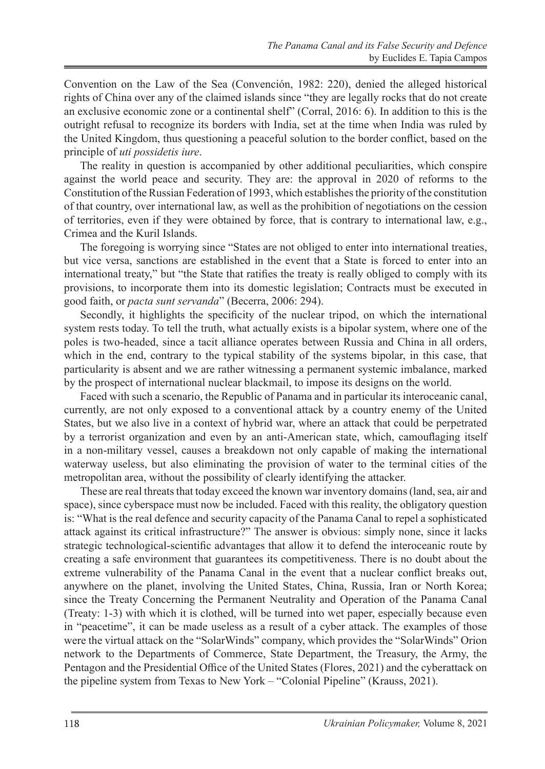Convention on the Law of the Sea (Convención, 1982: 220), denied the alleged historical rights of China over any of the claimed islands since "they are legally rocks that do not create an exclusive economic zone or a continental shelf" (Corral, 2016: 6). In addition to this is the outright refusal to recognize its borders with India, set at the time when India was ruled by the United Kingdom, thus questioning a peaceful solution to the border conflict, based on the principle of *uti possidetis iure*.

The reality in question is accompanied by other additional peculiarities, which conspire against the world peace and security. They are: the approval in 2020 of reforms to the Constitution of the Russian Federation of 1993, which establishes the priority of the constitution of that country, over international law, as well as the prohibition of negotiations on the cession of territories, even if they were obtained by force, that is contrary to international law, e.g., Crimea and the Kuril Islands.

The foregoing is worrying since "States are not obliged to enter into international treaties, but vice versa, sanctions are established in the event that a State is forced to enter into an international treaty," but "the State that ratifies the treaty is really obliged to comply with its provisions, to incorporate them into its domestic legislation; Contracts must be executed in good faith, or *pacta sunt servanda*" (Becerra, 2006: 294).

Secondly, it highlights the specificity of the nuclear tripod, on which the international system rests today. To tell the truth, what actually exists is a bipolar system, where one of the poles is two-headed, since a tacit alliance operates between Russia and China in all orders, which in the end, contrary to the typical stability of the systems bipolar, in this case, that particularity is absent and we are rather witnessing a permanent systemic imbalance, marked by the prospect of international nuclear blackmail, to impose its designs on the world.

Faced with such a scenario, the Republic of Panama and in particular its interoceanic canal, currently, are not only exposed to a conventional attack by a country enemy of the United States, but we also live in a context of hybrid war, where an attack that could be perpetrated by a terrorist organization and even by an anti-American state, which, camouflaging itself in a non-military vessel, causes a breakdown not only capable of making the international waterway useless, but also eliminating the provision of water to the terminal cities of the metropolitan area, without the possibility of clearly identifying the attacker.

These are real threats that today exceed the known war inventory domains (land, sea, air and space), since cyberspace must now be included. Faced with this reality, the obligatory question is: "What is the real defence and security capacity of the Panama Canal to repel a sophisticated attack against its critical infrastructure?" The answer is obvious: simply none, since it lacks strategic technological-scientific advantages that allow it to defend the interoceanic route by creating a safe environment that guarantees its competitiveness. There is no doubt about the extreme vulnerability of the Panama Canal in the event that a nuclear conflict breaks out, anywhere on the planet, involving the United States, China, Russia, Iran or North Korea; since the Treaty Concerning the Permanent Neutrality and Operation of the Panama Canal (Treaty: 1-3) with which it is clothed, will be turned into wet paper, especially because even in "peacetime", it can be made useless as a result of a cyber attack. The examples of those were the virtual attack on the "SolarWinds" company, which provides the "SolarWinds" Orion network to the Departments of Commerce, State Department, the Treasury, the Army, the Pentagon and the Presidential Office of the United States (Flores, 2021) and the cyberattack on the pipeline system from Texas to New York – "Colonial Pipeline" (Krauss, 2021).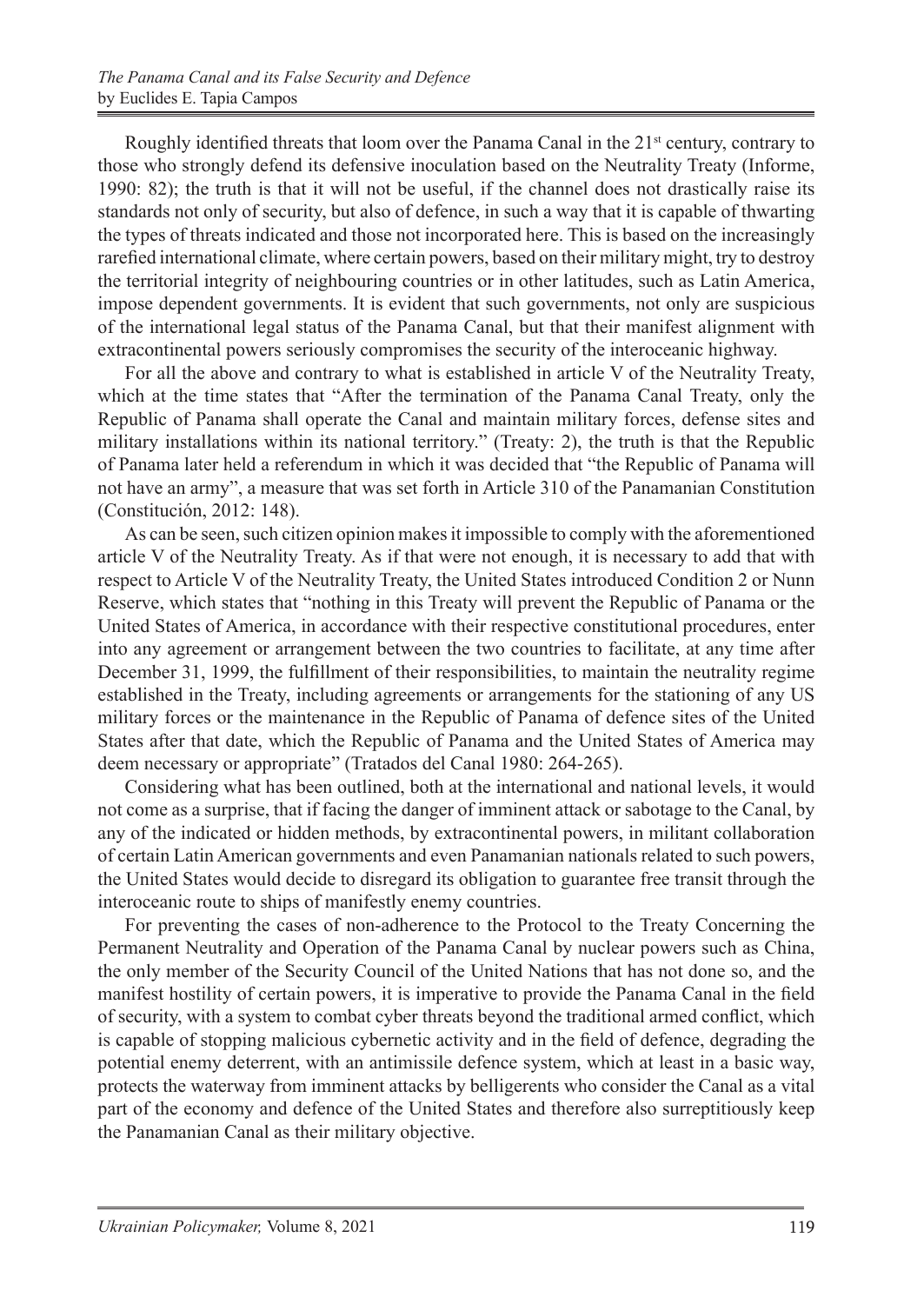Roughly identified threats that loom over the Panama Canal in the 21st century, contrary to those who strongly defend its defensive inoculation based on the Neutrality Treaty (Informe, 1990: 82); the truth is that it will not be useful, if the channel does not drastically raise its standards not only of security, but also of defence, in such a way that it is capable of thwarting the types of threats indicated and those not incorporated here. This is based on the increasingly rarefied international climate, where certain powers, based on their military might, try to destroy the territorial integrity of neighbouring countries or in other latitudes, such as Latin America, impose dependent governments. It is evident that such governments, not only are suspicious of the international legal status of the Panama Canal, but that their manifest alignment with extracontinental powers seriously compromises the security of the interoceanic highway.

For all the above and contrary to what is established in article V of the Neutrality Treaty, which at the time states that "After the termination of the Panama Canal Treaty, only the Republic of Panama shall operate the Canal and maintain military forces, defense sites and military installations within its national territory." (Treaty: 2), the truth is that the Republic of Panama later held a referendum in which it was decided that "the Republic of Panama will not have an army", a measure that was set forth in Article 310 of the Panamanian Constitution (Constitución, 2012: 148).

As can be seen, such citizen opinion makes it impossible to comply with the aforementioned article V of the Neutrality Treaty. As if that were not enough, it is necessary to add that with respect to Article V of the Neutrality Treaty, the United States introduced Condition 2 or Nunn Reserve, which states that "nothing in this Treaty will prevent the Republic of Panama or the United States of America, in accordance with their respective constitutional procedures, enter into any agreement or arrangement between the two countries to facilitate, at any time after December 31, 1999, the fulfillment of their responsibilities, to maintain the neutrality regime established in the Treaty, including agreements or arrangements for the stationing of any US military forces or the maintenance in the Republic of Panama of defence sites of the United States after that date, which the Republic of Panama and the United States of America may deem necessary or appropriate" (Tratados del Canal 1980: 264-265).

Considering what has been outlined, both at the international and national levels, it would not come as a surprise, that if facing the danger of imminent attack or sabotage to the Canal, by any of the indicated or hidden methods, by extracontinental powers, in militant collaboration of certain Latin American governments and even Panamanian nationals related to such powers, the United States would decide to disregard its obligation to guarantee free transit through the interoceanic route to ships of manifestly enemy countries.

For preventing the cases of non-adherence to the Protocol to the Treaty Concerning the Permanent Neutrality and Operation of the Panama Canal by nuclear powers such as China, the only member of the Security Council of the United Nations that has not done so, and the manifest hostility of certain powers, it is imperative to provide the Panama Canal in the field of security, with a system to combat cyber threats beyond the traditional armed conflict, which is capable of stopping malicious cybernetic activity and in the field of defence, degrading the potential enemy deterrent, with an antimissile defence system, which at least in a basic way, protects the waterway from imminent attacks by belligerents who consider the Canal as a vital part of the economy and defence of the United States and therefore also surreptitiously keep the Panamanian Canal as their military objective.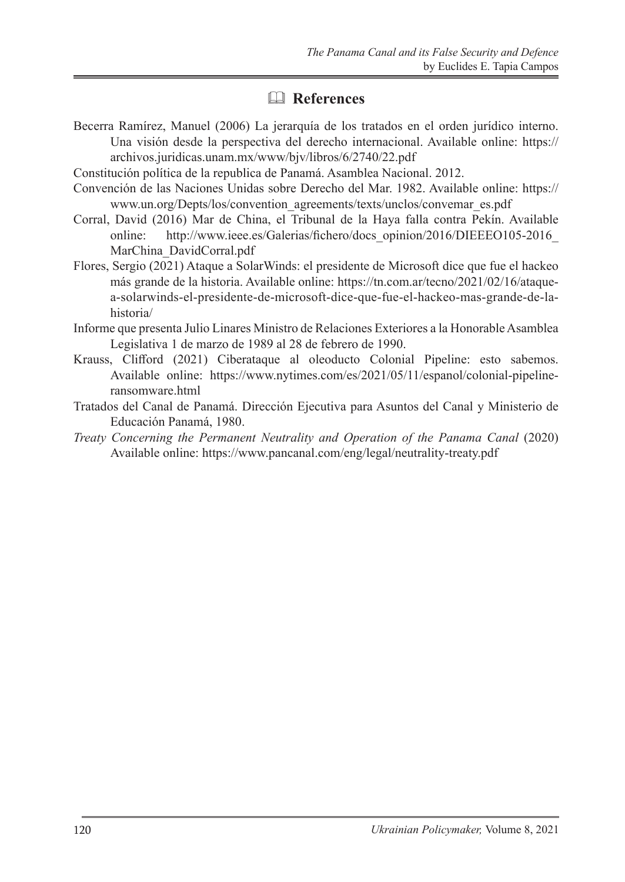## References

Becerra Ramírez, Manuel (2006) La jerarquía de los tratados en el orden jurídico interno. Una visión desde la perspectiva del derecho internacional. Available online: https://archivos.juridicas.unam.mx/www/bjv/libros/6/2740/22.pdf

Constitución política de la republica de Panamá. Asamblea Nacional. 2012.

Convención de las Naciones Unidas sobre Derecho del Mar. 1982. Available online: https://www.un.org/Depts/los/convention_agreements/texts/unclos/convemar_es.pdf

Corral, David (2016) Mar de China, el Tribunal de la Haya falla contra Pekín. Available online: http://www.ieee.es/Galerias/fichero/docs_opinion/2016/DIEEEO105-2016_MarChina_DavidCorral.pdf

Flores, Sergio (2021) Ataque a SolarWinds: el presidente de Microsoft dice que fue el hackeo más grande de la historia. Available online: https://tn.com.ar/tecno/2021/02/16/ataque-a-solarwinds-el-presidente-de-microsoft-dice-que-fue-el-hackeo-mas-grande-de-la-historia/

Informe que presenta Julio Linares Ministro de Relaciones Exteriores a la Honorable Asamblea Legislativa 1 de marzo de 1989 al 28 de febrero de 1990.

Krauss, Clifford (2021) Ciberataque al oleoducto Colonial Pipeline: esto sabemos. Available online: https://www.nytimes.com/es/2021/05/11/espanol/colonial-pipeline-ransomware.html

Tratados del Canal de Panamá. Dirección Ejecutiva para Asuntos del Canal y Ministerio de Educación Panamá, 1980.

*Treaty Concerning the Permanent Neutrality and Operation of the Panama Canal* (2020) Available online: https://www.pancanal.com/eng/legal/neutrality-treaty.pdf